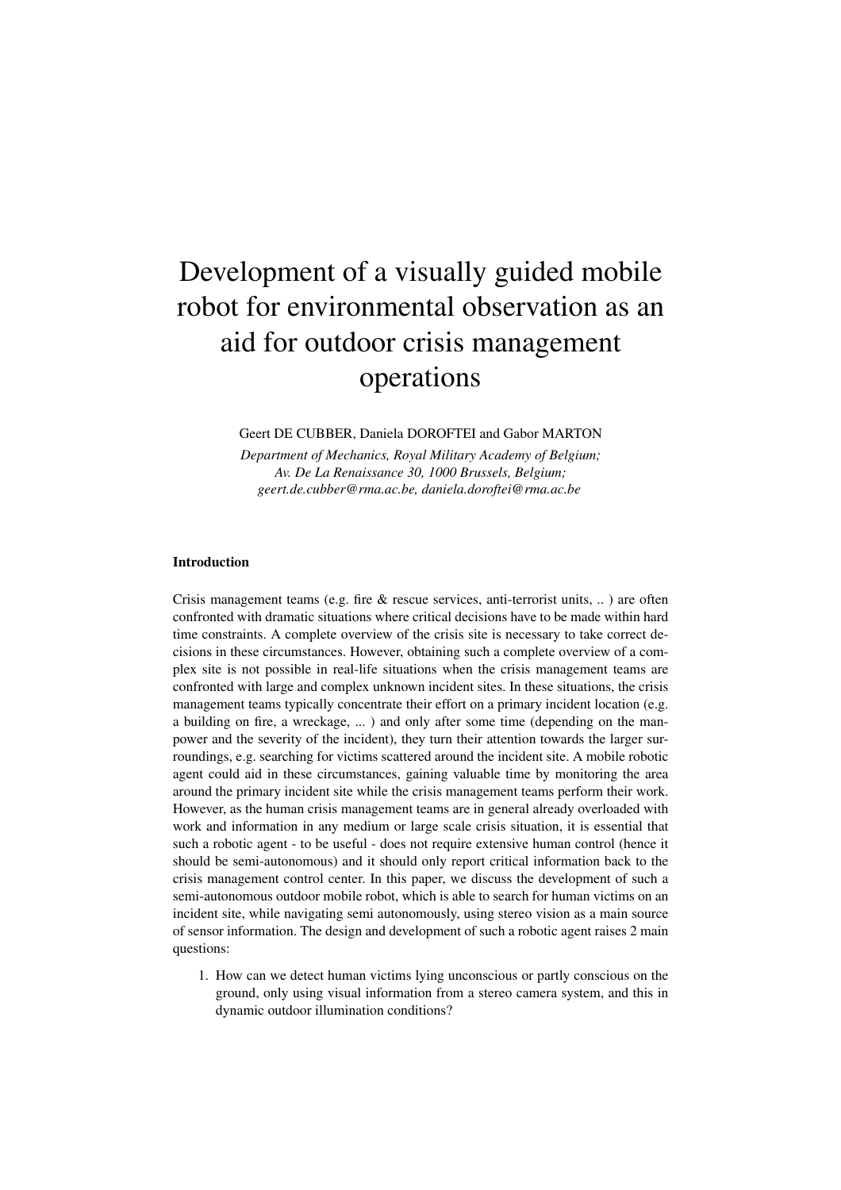# Development of a visually guided mobile robot for environmental observation as an aid for outdoor crisis management operations

Geert DE CUBBER, Daniela DOROFTEI and Gabor MARTON

*Department of Mechanics, Royal Military Academy of Belgium;*
*Av. De La Renaissance 30, 1000 Brussels, Belgium;*
*geert.de.cubber@rma.ac.be, daniela.doroftei@rma.ac.be*

**Introduction**

Crisis management teams (e.g. fire & rescue services, anti-terrorist units, .. ) are often confronted with dramatic situations where critical decisions have to be made within hard time constraints. A complete overview of the crisis site is necessary to take correct decisions in these circumstances. However, obtaining such a complete overview of a complex site is not possible in real-life situations when the crisis management teams are confronted with large and complex unknown incident sites. In these situations, the crisis management teams typically concentrate their effort on a primary incident location (e.g. a building on fire, a wreckage, ... ) and only after some time (depending on the manpower and the severity of the incident), they turn their attention towards the larger surroundings, e.g. searching for victims scattered around the incident site. A mobile robotic agent could aid in these circumstances, gaining valuable time by monitoring the area around the primary incident site while the crisis management teams perform their work. However, as the human crisis management teams are in general already overloaded with work and information in any medium or large scale crisis situation, it is essential that such a robotic agent - to be useful - does not require extensive human control (hence it should be semi-autonomous) and it should only report critical information back to the crisis management control center. In this paper, we discuss the development of such a semi-autonomous outdoor mobile robot, which is able to search for human victims on an incident site, while navigating semi autonomously, using stereo vision as a main source of sensor information. The design and development of such a robotic agent raises 2 main questions:

1. How can we detect human victims lying unconscious or partly conscious on the ground, only using visual information from a stereo camera system, and this in dynamic outdoor illumination conditions?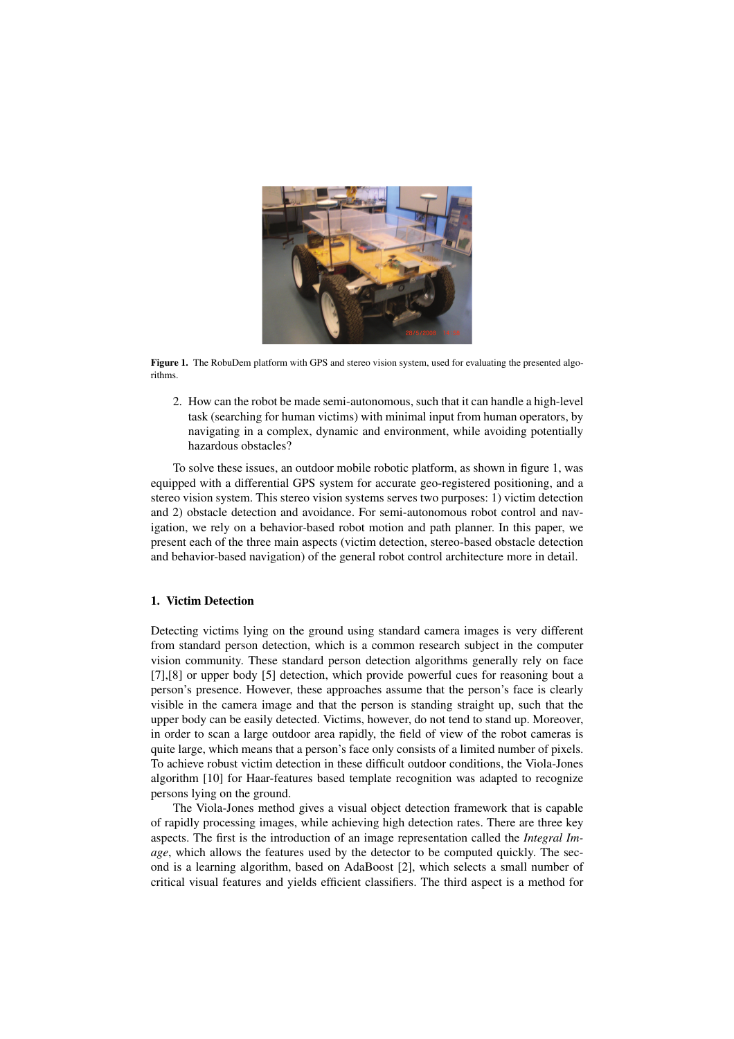**Figure 1.** The RobuDem platform with GPS and stereo vision system, used for evaluating the presented algorithms.

2. How can the robot be made semi-autonomous, such that it can handle a high-level task (searching for human victims) with minimal input from human operators, by navigating in a complex, dynamic and environment, while avoiding potentially hazardous obstacles?

To solve these issues, an outdoor mobile robotic platform, as shown in figure 1, was equipped with a differential GPS system for accurate geo-registered positioning, and a stereo vision system. This stereo vision systems serves two purposes: 1) victim detection and 2) obstacle detection and avoidance. For semi-autonomous robot control and navigation, we rely on a behavior-based robot motion and path planner. In this paper, we present each of the three main aspects (victim detection, stereo-based obstacle detection and behavior-based navigation) of the general robot control architecture more in detail.

## 1. Victim Detection

Detecting victims lying on the ground using standard camera images is very different from standard person detection, which is a common research subject in the computer vision community. These standard person detection algorithms generally rely on face [7],[8] or upper body [5] detection, which provide powerful cues for reasoning bout a person's presence. However, these approaches assume that the person's face is clearly visible in the camera image and that the person is standing straight up, such that the upper body can be easily detected. Victims, however, do not tend to stand up. Moreover, in order to scan a large outdoor area rapidly, the field of view of the robot cameras is quite large, which means that a person's face only consists of a limited number of pixels. To achieve robust victim detection in these difficult outdoor conditions, the Viola-Jones algorithm [10] for Haar-features based template recognition was adapted to recognize persons lying on the ground.

The Viola-Jones method gives a visual object detection framework that is capable of rapidly processing images, while achieving high detection rates. There are three key aspects. The first is the introduction of an image representation called the *Integral Image*, which allows the features used by the detector to be computed quickly. The second is a learning algorithm, based on AdaBoost [2], which selects a small number of critical visual features and yields efficient classifiers. The third aspect is a method for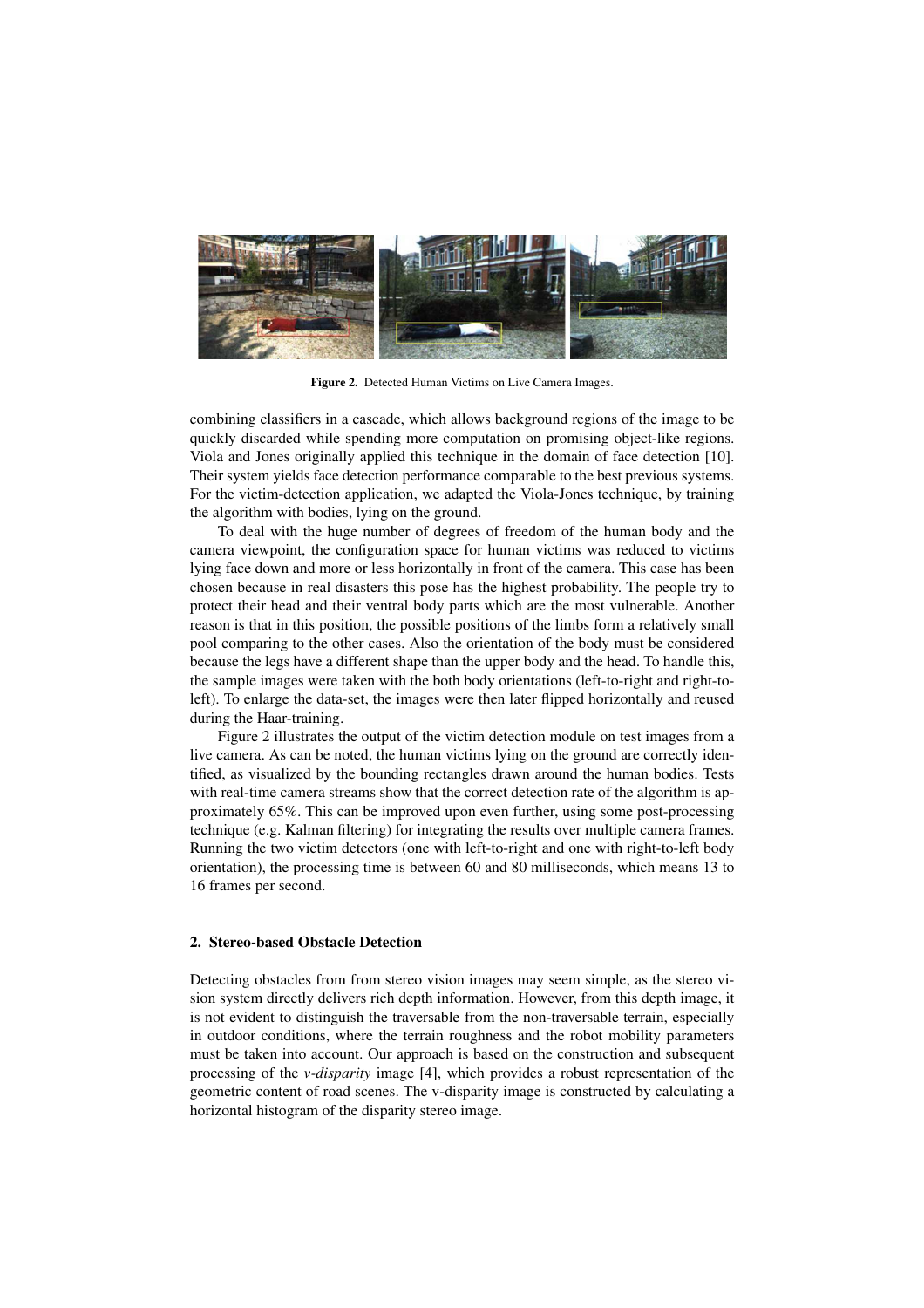**Figure 2.** Detected Human Victims on Live Camera Images.

combining classifiers in a cascade, which allows background regions of the image to be quickly discarded while spending more computation on promising object-like regions. Viola and Jones originally applied this technique in the domain of face detection [10]. Their system yields face detection performance comparable to the best previous systems. For the victim-detection application, we adapted the Viola-Jones technique, by training the algorithm with bodies, lying on the ground.

To deal with the huge number of degrees of freedom of the human body and the camera viewpoint, the configuration space for human victims was reduced to victims lying face down and more or less horizontally in front of the camera. This case has been chosen because in real disasters this pose has the highest probability. The people try to protect their head and their ventral body parts which are the most vulnerable. Another reason is that in this position, the possible positions of the limbs form a relatively small pool comparing to the other cases. Also the orientation of the body must be considered because the legs have a different shape than the upper body and the head. To handle this, the sample images were taken with the both body orientations (left-to-right and right-to-left). To enlarge the data-set, the images were then later flipped horizontally and reused during the Haar-training.

Figure 2 illustrates the output of the victim detection module on test images from a live camera. As can be noted, the human victims lying on the ground are correctly identified, as visualized by the bounding rectangles drawn around the human bodies. Tests with real-time camera streams show that the correct detection rate of the algorithm is approximately 65%. This can be improved upon even further, using some post-processing technique (e.g. Kalman filtering) for integrating the results over multiple camera frames. Running the two victim detectors (one with left-to-right and one with right-to-left body orientation), the processing time is between 60 and 80 milliseconds, which means 13 to 16 frames per second.

## 2. Stereo-based Obstacle Detection

Detecting obstacles from from stereo vision images may seem simple, as the stereo vision system directly delivers rich depth information. However, from this depth image, it is not evident to distinguish the traversable from the non-traversable terrain, especially in outdoor conditions, where the terrain roughness and the robot mobility parameters must be taken into account. Our approach is based on the construction and subsequent processing of the *v-disparity* image [4], which provides a robust representation of the geometric content of road scenes. The v-disparity image is constructed by calculating a horizontal histogram of the disparity stereo image.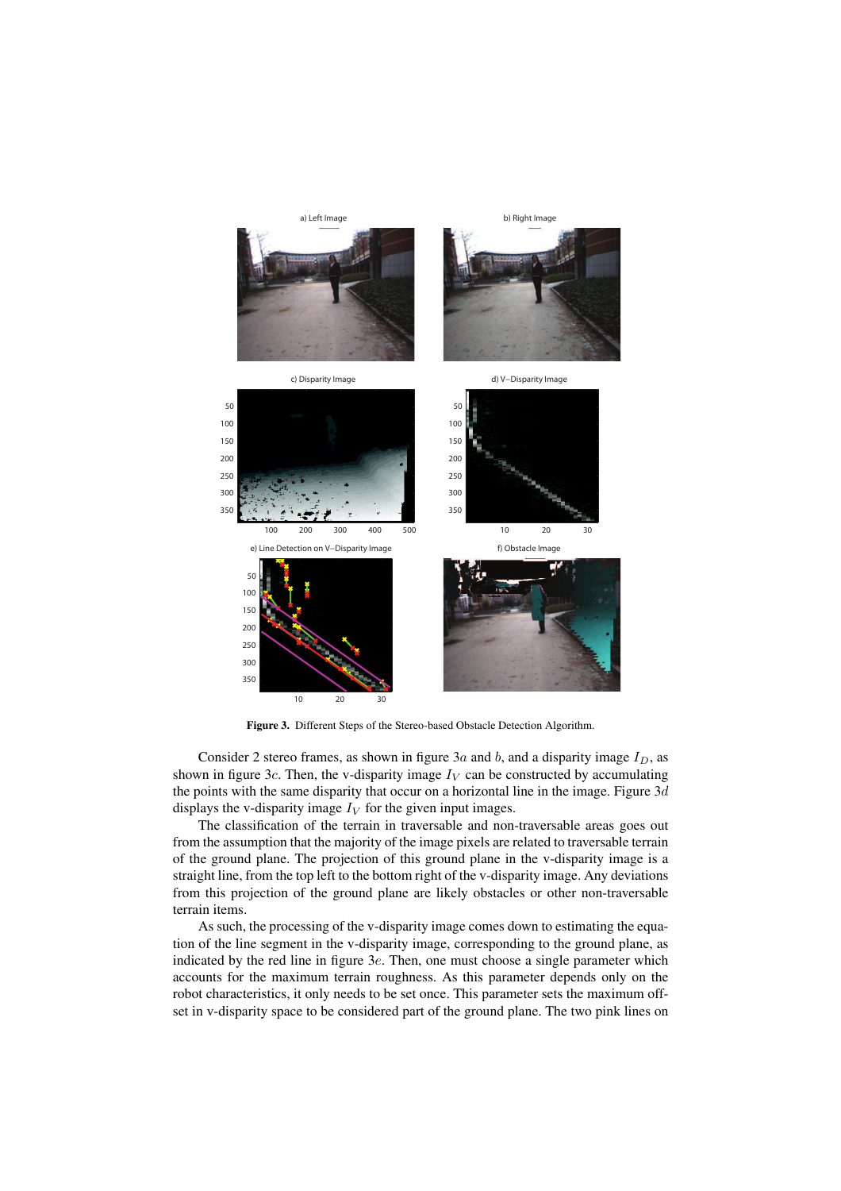**Figure 3.** Different Steps of the Stereo-based Obstacle Detection Algorithm.

Consider 2 stereo frames, as shown in figure 3$a$ and $b$, and a disparity image $I_D$, as shown in figure 3$c$. Then, the v-disparity image $I_V$ can be constructed by accumulating the points with the same disparity that occur on a horizontal line in the image. Figure 3$d$ displays the v-disparity image $I_V$ for the given input images.

The classification of the terrain in traversable and non-traversable areas goes out from the assumption that the majority of the image pixels are related to traversable terrain of the ground plane. The projection of this ground plane in the v-disparity image is a straight line, from the top left to the bottom right of the v-disparity image. Any deviations from this projection of the ground plane are likely obstacles or other non-traversable terrain items.

As such, the processing of the v-disparity image comes down to estimating the equation of the line segment in the v-disparity image, corresponding to the ground plane, as indicated by the red line in figure 3$e$. Then, one must choose a single parameter which accounts for the maximum terrain roughness. As this parameter depends only on the robot characteristics, it only needs to be set once. This parameter sets the maximum offset in v-disparity space to be considered part of the ground plane. The two pink lines on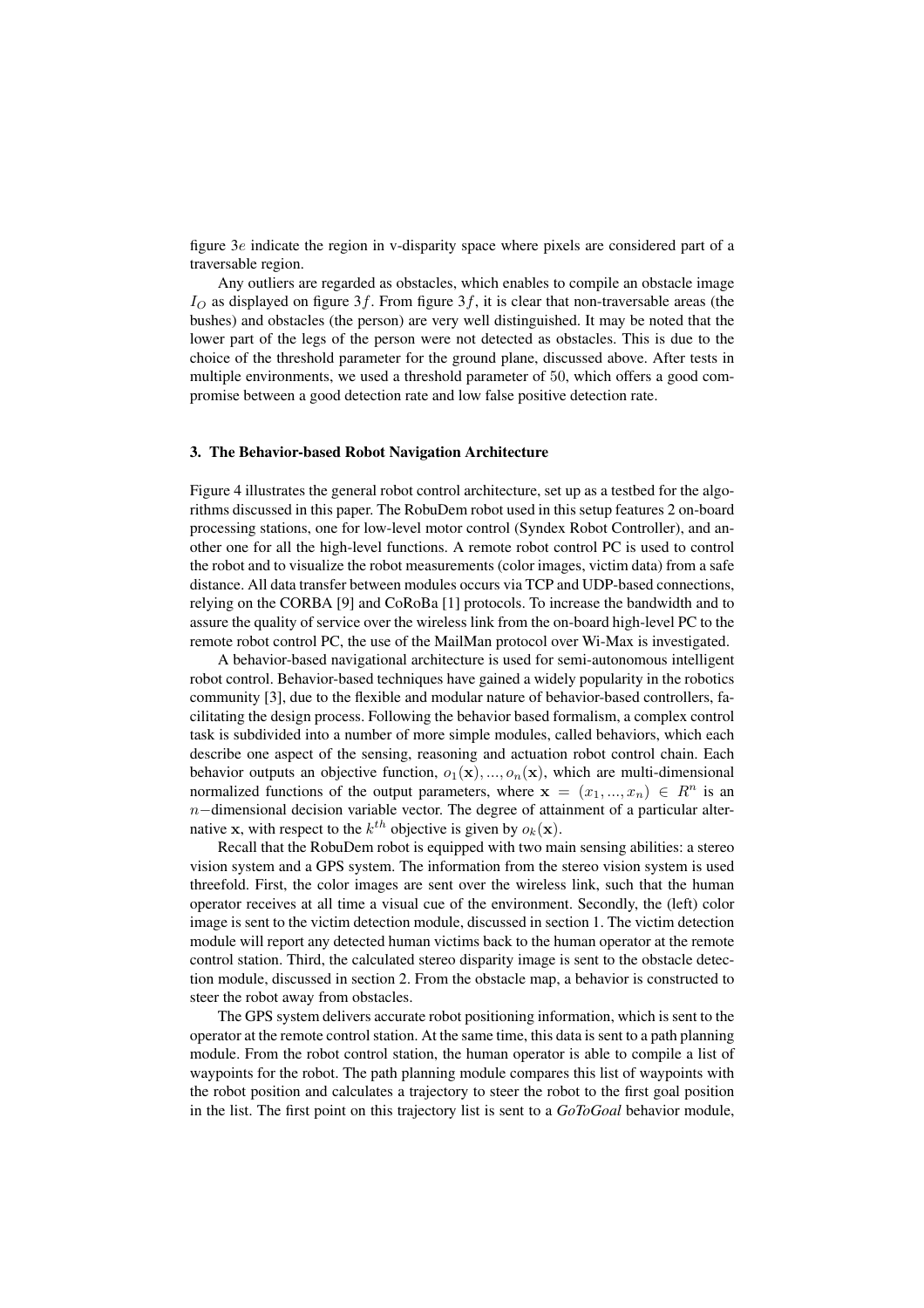figure $3e$ indicate the region in v-disparity space where pixels are considered part of a traversable region.

Any outliers are regarded as obstacles, which enables to compile an obstacle image $I_O$ as displayed on figure $3f$. From figure $3f$, it is clear that non-traversable areas (the bushes) and obstacles (the person) are very well distinguished. It may be noted that the lower part of the legs of the person were not detected as obstacles. This is due to the choice of the threshold parameter for the ground plane, discussed above. After tests in multiple environments, we used a threshold parameter of 50, which offers a good compromise between a good detection rate and low false positive detection rate.

## 3. The Behavior-based Robot Navigation Architecture

Figure 4 illustrates the general robot control architecture, set up as a testbed for the algorithms discussed in this paper. The RobuDem robot used in this setup features 2 on-board processing stations, one for low-level motor control (Syndex Robot Controller), and another one for all the high-level functions. A remote robot control PC is used to control the robot and to visualize the robot measurements (color images, victim data) from a safe distance. All data transfer between modules occurs via TCP and UDP-based connections, relying on the CORBA [9] and CoRoBa [1] protocols. To increase the bandwidth and to assure the quality of service over the wireless link from the on-board high-level PC to the remote robot control PC, the use of the MailMan protocol over Wi-Max is investigated.

A behavior-based navigational architecture is used for semi-autonomous intelligent robot control. Behavior-based techniques have gained a widely popularity in the robotics community [3], due to the flexible and modular nature of behavior-based controllers, facilitating the design process. Following the behavior based formalism, a complex control task is subdivided into a number of more simple modules, called behaviors, which each describe one aspect of the sensing, reasoning and actuation robot control chain. Each behavior outputs an objective function, $o_1(\mathbf{x}), ..., o_n(\mathbf{x})$, which are multi-dimensional normalized functions of the output parameters, where $\mathbf{x} = (x_1, ..., x_n) \in R^n$ is an $n-$dimensional decision variable vector. The degree of attainment of a particular alternative $\mathbf{x}$, with respect to the $k^{th}$ objective is given by $o_k(\mathbf{x})$.

Recall that the RobuDem robot is equipped with two main sensing abilities: a stereo vision system and a GPS system. The information from the stereo vision system is used threefold. First, the color images are sent over the wireless link, such that the human operator receives at all time a visual cue of the environment. Secondly, the (left) color image is sent to the victim detection module, discussed in section 1. The victim detection module will report any detected human victims back to the human operator at the remote control station. Third, the calculated stereo disparity image is sent to the obstacle detection module, discussed in section 2. From the obstacle map, a behavior is constructed to steer the robot away from obstacles.

The GPS system delivers accurate robot positioning information, which is sent to the operator at the remote control station. At the same time, this data is sent to a path planning module. From the robot control station, the human operator is able to compile a list of waypoints for the robot. The path planning module compares this list of waypoints with the robot position and calculates a trajectory to steer the robot to the first goal position in the list. The first point on this trajectory list is sent to a *GoToGoal* behavior module,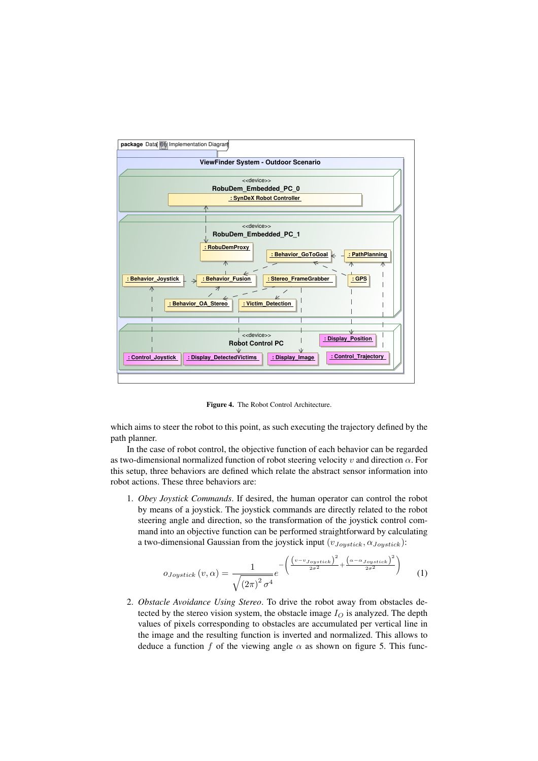Figure 4. The Robot Control Architecture.

which aims to steer the robot to this point, as such executing the trajectory defined by the path planner.

In the case of robot control, the objective function of each behavior can be regarded as two-dimensional normalized function of robot steering velocity $v$ and direction $\alpha$. For this setup, three behaviors are defined which relate the abstract sensor information into robot actions. These three behaviors are:

1. *Obey Joystick Commands*. If desired, the human operator can control the robot by means of a joystick. The joystick commands are directly related to the robot steering angle and direction, so the transformation of the joystick control command into an objective function can be performed straightforward by calculating a two-dimensional Gaussian from the joystick input $(v_{Joystick}, \alpha_{Joystick})$:

$$o_{Joystick}(v, \alpha) = \frac{1}{\sqrt{(2\pi)^2 \sigma^4}} e^{-\left(\frac{\left(v - v_{Joystick}\right)^2}{2\sigma^2} + \frac{\left(\alpha - \alpha_{Joystick}\right)^2}{2\sigma^2}\right)} \tag{1}$$

2. *Obstacle Avoidance Using Stereo*. To drive the robot away from obstacles detected by the stereo vision system, the obstacle image $I_O$ is analyzed. The depth values of pixels corresponding to obstacles are accumulated per vertical line in the image and the resulting function is inverted and normalized. This allows to deduce a function $f$ of the viewing angle $\alpha$ as shown on figure 5. This func-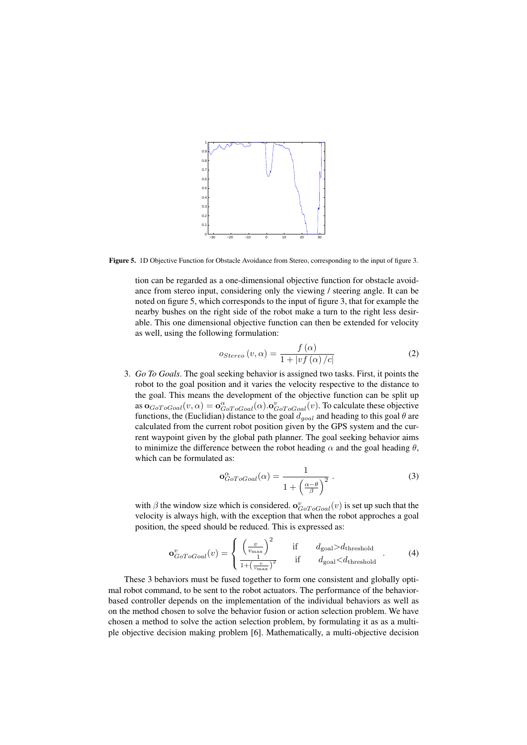**Figure 5.** 1D Objective Function for Obstacle Avoidance from Stereo, corresponding to the input of figure 3.

tion can be regarded as a one-dimensional objective function for obstacle avoidance from stereo input, considering only the viewing / steering angle. It can be noted on figure 5, which corresponds to the input of figure 3, that for example the nearby bushes on the right side of the robot make a turn to the right less desirable. This one dimensional objective function can then be extended for velocity as well, using the following formulation:

$$o_{Stereo}(v, \alpha) = \frac{f(\alpha)}{1 + |v f(\alpha) / c|} \tag{2}$$

3. *Go To Goals*. The goal seeking behavior is assigned two tasks. First, it points the robot to the goal position and it varies the velocity respective to the distance to the goal. This means the development of the objective function can be split up as $\mathbf{o}_{GoToGoal}(v, \alpha) = \mathbf{o}_{GoToGoal}^{\alpha}(\alpha).\mathbf{o}_{GoToGoal}^{v}(v)$. To calculate these objective functions, the (Euclidian) distance to the goal $d_{goal}$ and heading to this goal $\theta$ are calculated from the current robot position given by the GPS system and the current waypoint given by the global path planner. The goal seeking behavior aims to minimize the difference between the robot heading $\alpha$ and the goal heading $\theta$, which can be formulated as:

$$\mathbf{o}_{GoToGoal}^{\alpha}(\alpha) = \frac{1}{1 + \left(\frac{\alpha - \theta}{\beta}\right)^2} . \tag{3}$$

with $\beta$ the window size which is considered. $\mathbf{o}_{GoToGoal}^{v}(v)$ is set up such that the velocity is always high, with the exception that when the robot approches a goal position, the speed should be reduced. This is expressed as:

$$\mathbf{o}_{GoToGoal}^{v}(v) = \begin{cases} \left(\frac{v}{v_{\max}}\right)^2 & \text{if} \quad d_{\text{goal}} > d_{\text{threshold}} \\ \frac{1}{1 + \left(\frac{v}{v_{\max}}\right)^2} & \text{if} \quad d_{\text{goal}} < d_{\text{threshold}} \end{cases} . \tag{4}$$

These 3 behaviors must be fused together to form one consistent and globally optimal robot command, to be sent to the robot actuators. The performance of the behavior-based controller depends on the implementation of the individual behaviors as well as on the method chosen to solve the behavior fusion or action selection problem. We have chosen a method to solve the action selection problem, by formulating it as as a multiple objective decision making problem [6]. Mathematically, a multi-objective decision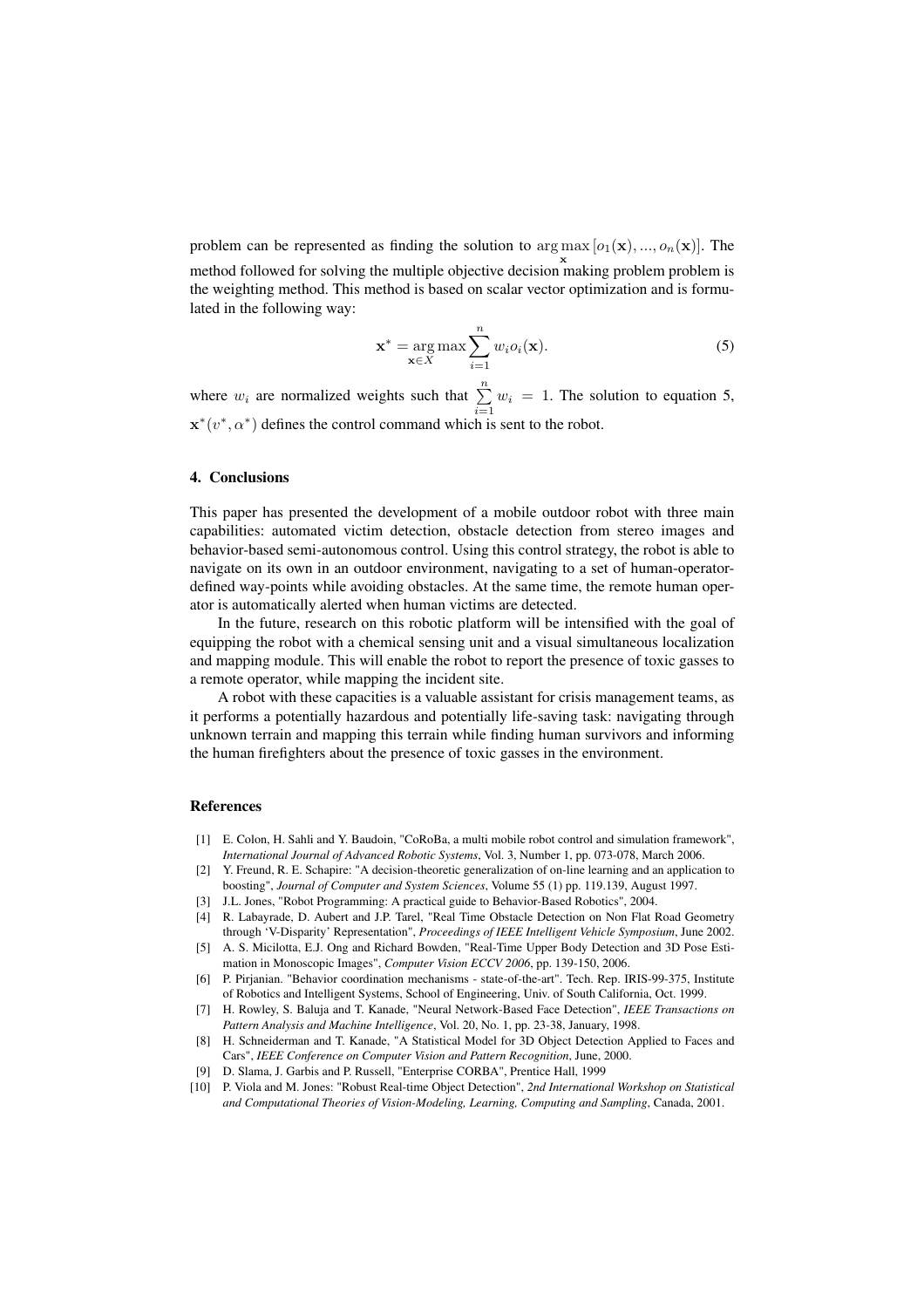problem can be represented as finding the solution to $\arg\max_{\mathbf{x}} [o_1(\mathbf{x}), ..., o_n(\mathbf{x})]$. The method followed for solving the multiple objective decision making problem problem is the weighting method. This method is based on scalar vector optimization and is formulated in the following way:

$$\mathbf{x}^* = \arg\max_{\mathbf{x} \in X} \sum_{i=1}^{n} w_i o_i(\mathbf{x}). \tag{5}$$

where $w_i$ are normalized weights such that $\sum_{i=1}^{n} w_i = 1$. The solution to equation 5, $\mathbf{x}^*(v^*, \alpha^*)$ defines the control command which is sent to the robot.

## 4. Conclusions

This paper has presented the development of a mobile outdoor robot with three main capabilities: automated victim detection, obstacle detection from stereo images and behavior-based semi-autonomous control. Using this control strategy, the robot is able to navigate on its own in an outdoor environment, navigating to a set of human-operator-defined way-points while avoiding obstacles. At the same time, the remote human operator is automatically alerted when human victims are detected.

In the future, research on this robotic platform will be intensified with the goal of equipping the robot with a chemical sensing unit and a visual simultaneous localization and mapping module. This will enable the robot to report the presence of toxic gasses to a remote operator, while mapping the incident site.

A robot with these capacities is a valuable assistant for crisis management teams, as it performs a potentially hazardous and potentially life-saving task: navigating through unknown terrain and mapping this terrain while finding human survivors and informing the human firefighters about the presence of toxic gasses in the environment.

## References

[1] E. Colon, H. Sahli and Y. Baudoin, "CoRoBa, a multi mobile robot control and simulation framework", *International Journal of Advanced Robotic Systems*, Vol. 3, Number 1, pp. 073-078, March 2006.

[2] Y. Freund, R. E. Schapire: "A decision-theoretic generalization of on-line learning and an application to boosting", *Journal of Computer and System Sciences*, Volume 55 (1) pp. 119.139, August 1997.

[3] J.L. Jones, "Robot Programming: A practical guide to Behavior-Based Robotics", 2004.

[4] R. Labayrade, D. Aubert and J.P. Tarel, "Real Time Obstacle Detection on Non Flat Road Geometry through 'V-Disparity' Representation", *Proceedings of IEEE Intelligent Vehicle Symposium*, June 2002.

[5] A. S. Micilotta, E.J. Ong and Richard Bowden, "Real-Time Upper Body Detection and 3D Pose Estimation in Monoscopic Images", *Computer Vision ECCV 2006*, pp. 139-150, 2006.

[6] P. Pirjanian. "Behavior coordination mechanisms - state-of-the-art". Tech. Rep. IRIS-99-375, Institute of Robotics and Intelligent Systems, School of Engineering, Univ. of South California, Oct. 1999.

[7] H. Rowley, S. Baluja and T. Kanade, "Neural Network-Based Face Detection", *IEEE Transactions on Pattern Analysis and Machine Intelligence*, Vol. 20, No. 1, pp. 23-38, January, 1998.

[8] H. Schneiderman and T. Kanade, "A Statistical Model for 3D Object Detection Applied to Faces and Cars", *IEEE Conference on Computer Vision and Pattern Recognition*, June, 2000.

[9] D. Slama, J. Garbis and P. Russell, "Enterprise CORBA", Prentice Hall, 1999

[10] P. Viola and M. Jones: "Robust Real-time Object Detection", *2nd International Workshop on Statistical and Computational Theories of Vision-Modeling, Learning, Computing and Sampling*, Canada, 2001.